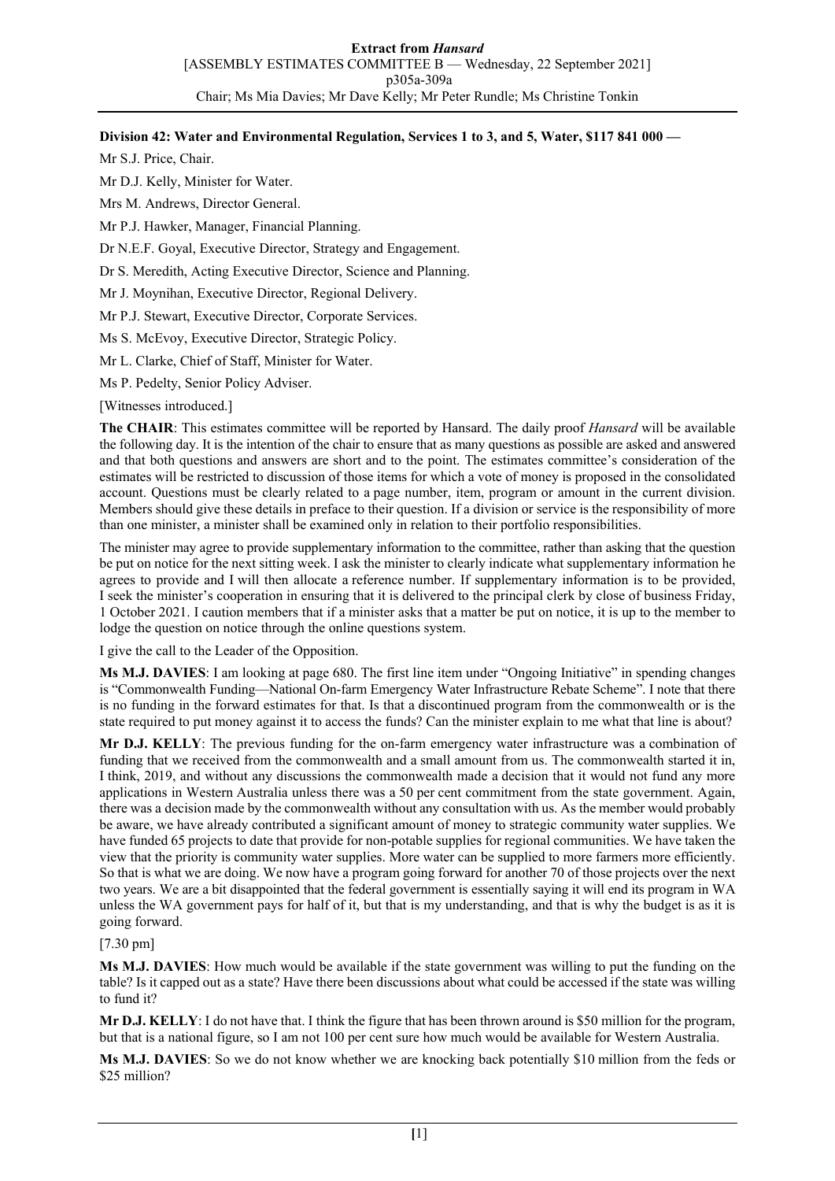**Division 42: Water and Environmental Regulation, Services 1 to 3, and 5, Water, $117 841 000 —**

Mr S.J. Price, Chair.

Mr D.J. Kelly, Minister for Water.

Mrs M. Andrews, Director General.

Mr P.J. Hawker, Manager, Financial Planning.

Dr N.E.F. Goyal, Executive Director, Strategy and Engagement.

Dr S. Meredith, Acting Executive Director, Science and Planning.

Mr J. Moynihan, Executive Director, Regional Delivery.

Mr P.J. Stewart, Executive Director, Corporate Services.

Ms S. McEvoy, Executive Director, Strategic Policy.

Mr L. Clarke, Chief of Staff, Minister for Water.

Ms P. Pedelty, Senior Policy Adviser.

[Witnesses introduced.]

**The CHAIR**: This estimates committee will be reported by Hansard. The daily proof *Hansard* will be available the following day. It is the intention of the chair to ensure that as many questions as possible are asked and answered and that both questions and answers are short and to the point. The estimates committee's consideration of the estimates will be restricted to discussion of those items for which a vote of money is proposed in the consolidated account. Questions must be clearly related to a page number, item, program or amount in the current division. Members should give these details in preface to their question. If a division or service is the responsibility of more than one minister, a minister shall be examined only in relation to their portfolio responsibilities.

The minister may agree to provide supplementary information to the committee, rather than asking that the question be put on notice for the next sitting week. I ask the minister to clearly indicate what supplementary information he agrees to provide and I will then allocate a reference number. If supplementary information is to be provided, I seek the minister's cooperation in ensuring that it is delivered to the principal clerk by close of business Friday, 1 October 2021. I caution members that if a minister asks that a matter be put on notice, it is up to the member to lodge the question on notice through the online questions system.

I give the call to the Leader of the Opposition.

**Ms M.J. DAVIES**: I am looking at page 680. The first line item under "Ongoing Initiative" in spending changes is "Commonwealth Funding—National On-farm Emergency Water Infrastructure Rebate Scheme". I note that there is no funding in the forward estimates for that. Is that a discontinued program from the commonwealth or is the state required to put money against it to access the funds? Can the minister explain to me what that line is about?

**Mr D.J. KELLY**: The previous funding for the on-farm emergency water infrastructure was a combination of funding that we received from the commonwealth and a small amount from us. The commonwealth started it in, I think, 2019, and without any discussions the commonwealth made a decision that it would not fund any more applications in Western Australia unless there was a 50 per cent commitment from the state government. Again, there was a decision made by the commonwealth without any consultation with us. As the member would probably be aware, we have already contributed a significant amount of money to strategic community water supplies. We have funded 65 projects to date that provide for non-potable supplies for regional communities. We have taken the view that the priority is community water supplies. More water can be supplied to more farmers more efficiently. So that is what we are doing. We now have a program going forward for another 70 of those projects over the next two years. We are a bit disappointed that the federal government is essentially saying it will end its program in WA unless the WA government pays for half of it, but that is my understanding, and that is why the budget is as it is going forward.

[7.30 pm]

**Ms M.J. DAVIES**: How much would be available if the state government was willing to put the funding on the table? Is it capped out as a state? Have there been discussions about what could be accessed if the state was willing to fund it?

**Mr D.J. KELLY**: I do not have that. I think the figure that has been thrown around is $50 million for the program, but that is a national figure, so I am not 100 per cent sure how much would be available for Western Australia.

**Ms M.J. DAVIES**: So we do not know whether we are knocking back potentially $10 million from the feds or $25 million?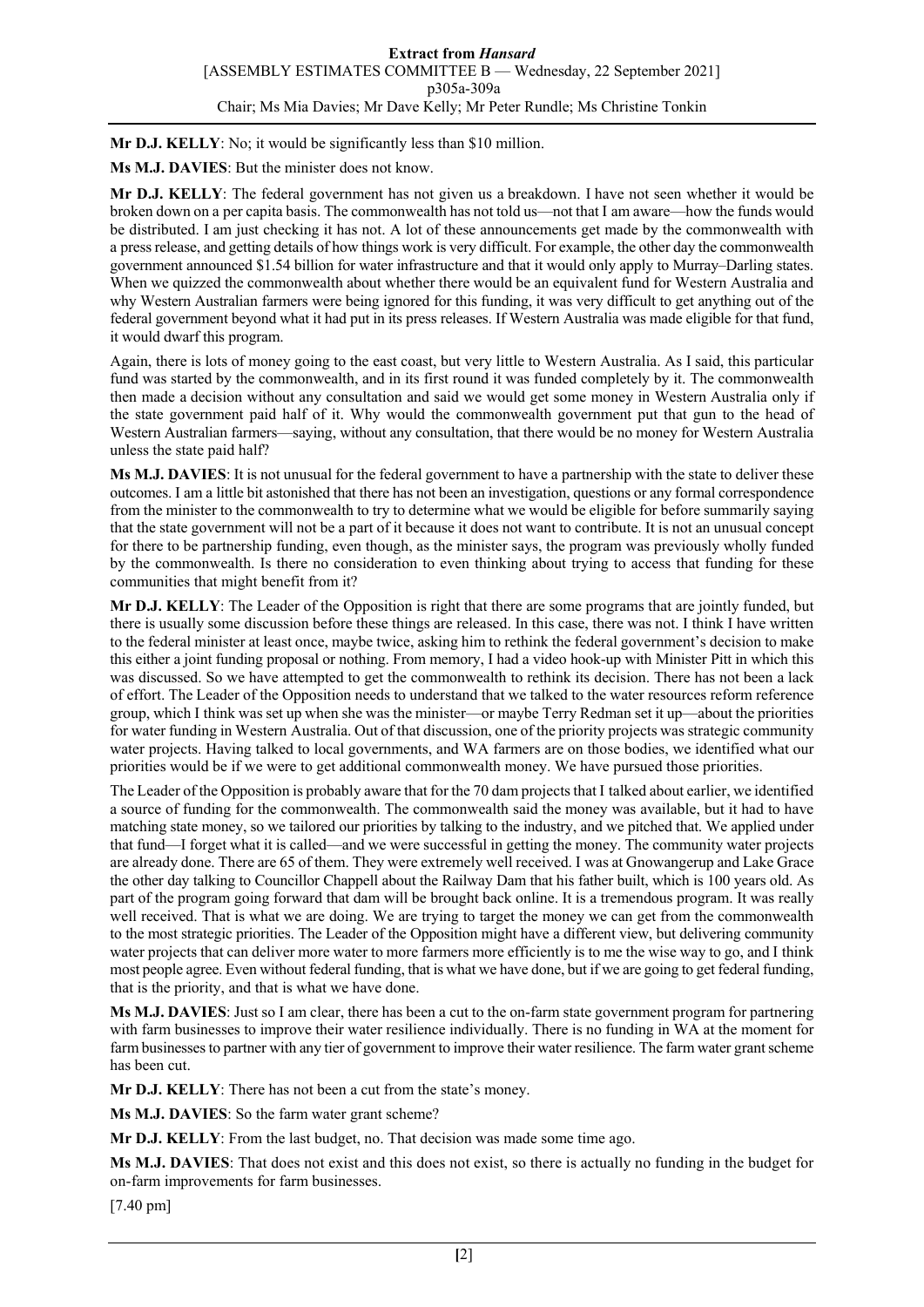**Mr D.J. KELLY**: No; it would be significantly less than $10 million.

**Ms M.J. DAVIES**: But the minister does not know.

**Mr D.J. KELLY**: The federal government has not given us a breakdown. I have not seen whether it would be broken down on a per capita basis. The commonwealth has not told us—not that I am aware—how the funds would be distributed. I am just checking it has not. A lot of these announcements get made by the commonwealth with a press release, and getting details of how things work is very difficult. For example, the other day the commonwealth government announced $1.54 billion for water infrastructure and that it would only apply to Murray–Darling states. When we quizzed the commonwealth about whether there would be an equivalent fund for Western Australia and why Western Australian farmers were being ignored for this funding, it was very difficult to get anything out of the federal government beyond what it had put in its press releases. If Western Australia was made eligible for that fund, it would dwarf this program.

Again, there is lots of money going to the east coast, but very little to Western Australia. As I said, this particular fund was started by the commonwealth, and in its first round it was funded completely by it. The commonwealth then made a decision without any consultation and said we would get some money in Western Australia only if the state government paid half of it. Why would the commonwealth government put that gun to the head of Western Australian farmers—saying, without any consultation, that there would be no money for Western Australia unless the state paid half?

**Ms M.J. DAVIES**: It is not unusual for the federal government to have a partnership with the state to deliver these outcomes. I am a little bit astonished that there has not been an investigation, questions or any formal correspondence from the minister to the commonwealth to try to determine what we would be eligible for before summarily saying that the state government will not be a part of it because it does not want to contribute. It is not an unusual concept for there to be partnership funding, even though, as the minister says, the program was previously wholly funded by the commonwealth. Is there no consideration to even thinking about trying to access that funding for these communities that might benefit from it?

**Mr D.J. KELLY**: The Leader of the Opposition is right that there are some programs that are jointly funded, but there is usually some discussion before these things are released. In this case, there was not. I think I have written to the federal minister at least once, maybe twice, asking him to rethink the federal government's decision to make this either a joint funding proposal or nothing. From memory, I had a video hook-up with Minister Pitt in which this was discussed. So we have attempted to get the commonwealth to rethink its decision. There has not been a lack of effort. The Leader of the Opposition needs to understand that we talked to the water resources reform reference group, which I think was set up when she was the minister—or maybe Terry Redman set it up—about the priorities for water funding in Western Australia. Out of that discussion, one of the priority projects was strategic community water projects. Having talked to local governments, and WA farmers are on those bodies, we identified what our priorities would be if we were to get additional commonwealth money. We have pursued those priorities.

The Leader of the Opposition is probably aware that for the 70 dam projects that I talked about earlier, we identified a source of funding for the commonwealth. The commonwealth said the money was available, but it had to have matching state money, so we tailored our priorities by talking to the industry, and we pitched that. We applied under that fund—I forget what it is called—and we were successful in getting the money. The community water projects are already done. There are 65 of them. They were extremely well received. I was at Gnowangerup and Lake Grace the other day talking to Councillor Chappell about the Railway Dam that his father built, which is 100 years old. As part of the program going forward that dam will be brought back online. It is a tremendous program. It was really well received. That is what we are doing. We are trying to target the money we can get from the commonwealth to the most strategic priorities. The Leader of the Opposition might have a different view, but delivering community water projects that can deliver more water to more farmers more efficiently is to me the wise way to go, and I think most people agree. Even without federal funding, that is what we have done, but if we are going to get federal funding, that is the priority, and that is what we have done.

**Ms M.J. DAVIES**: Just so I am clear, there has been a cut to the on-farm state government program for partnering with farm businesses to improve their water resilience individually. There is no funding in WA at the moment for farm businesses to partner with any tier of government to improve their water resilience. The farm water grant scheme has been cut.

**Mr D.J. KELLY**: There has not been a cut from the state's money.

**Ms M.J. DAVIES**: So the farm water grant scheme?

**Mr D.J. KELLY**: From the last budget, no. That decision was made some time ago.

**Ms M.J. DAVIES**: That does not exist and this does not exist, so there is actually no funding in the budget for on-farm improvements for farm businesses.

[7.40 pm]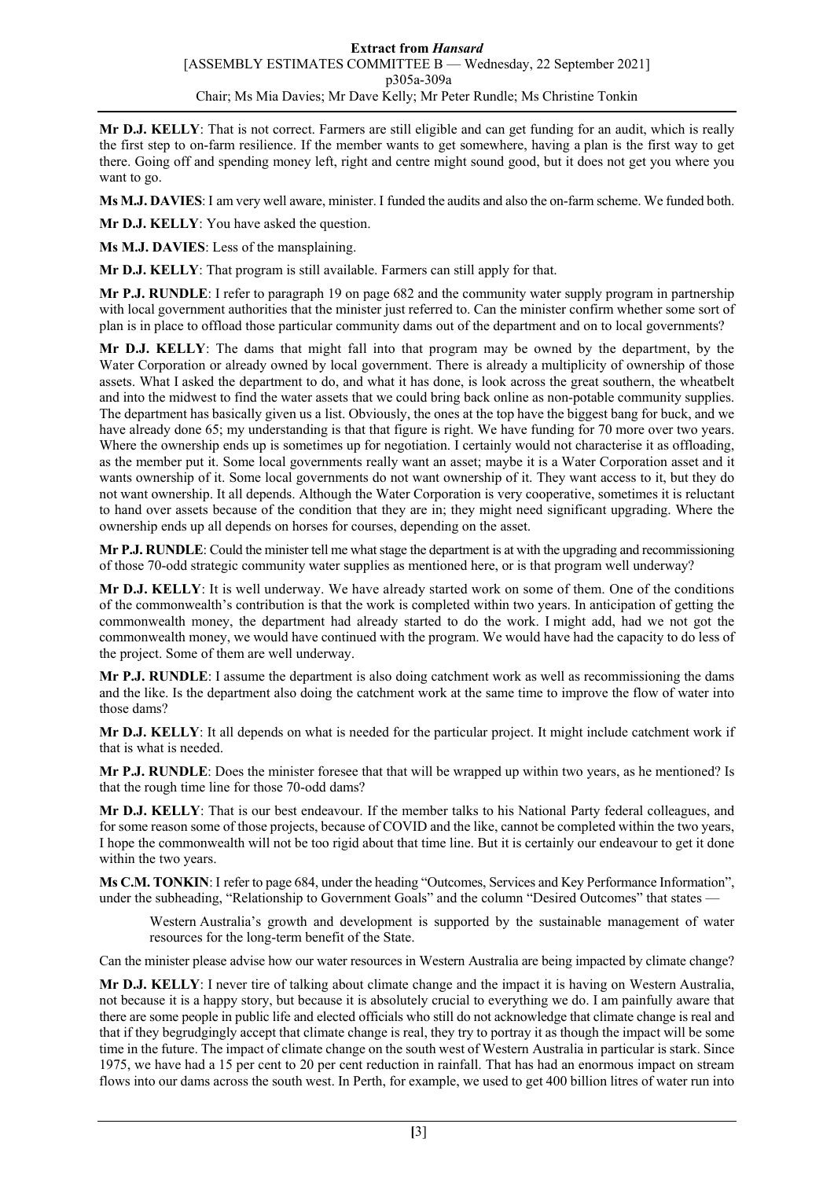**Mr D.J. KELLY**: That is not correct. Farmers are still eligible and can get funding for an audit, which is really the first step to on-farm resilience. If the member wants to get somewhere, having a plan is the first way to get there. Going off and spending money left, right and centre might sound good, but it does not get you where you want to go.

**Ms M.J. DAVIES**: I am very well aware, minister. I funded the audits and also the on-farm scheme. We funded both.

**Mr D.J. KELLY**: You have asked the question.

**Ms M.J. DAVIES**: Less of the mansplaining.

**Mr D.J. KELLY**: That program is still available. Farmers can still apply for that.

**Mr P.J. RUNDLE**: I refer to paragraph 19 on page 682 and the community water supply program in partnership with local government authorities that the minister just referred to. Can the minister confirm whether some sort of plan is in place to offload those particular community dams out of the department and on to local governments?

**Mr D.J. KELLY**: The dams that might fall into that program may be owned by the department, by the Water Corporation or already owned by local government. There is already a multiplicity of ownership of those assets. What I asked the department to do, and what it has done, is look across the great southern, the wheatbelt and into the midwest to find the water assets that we could bring back online as non-potable community supplies. The department has basically given us a list. Obviously, the ones at the top have the biggest bang for buck, and we have already done 65; my understanding is that that figure is right. We have funding for 70 more over two years. Where the ownership ends up is sometimes up for negotiation. I certainly would not characterise it as offloading, as the member put it. Some local governments really want an asset; maybe it is a Water Corporation asset and it wants ownership of it. Some local governments do not want ownership of it. They want access to it, but they do not want ownership. It all depends. Although the Water Corporation is very cooperative, sometimes it is reluctant to hand over assets because of the condition that they are in; they might need significant upgrading. Where the ownership ends up all depends on horses for courses, depending on the asset.

**Mr P.J. RUNDLE**: Could the minister tell me what stage the department is at with the upgrading and recommissioning of those 70-odd strategic community water supplies as mentioned here, or is that program well underway?

**Mr D.J. KELLY**: It is well underway. We have already started work on some of them. One of the conditions of the commonwealth's contribution is that the work is completed within two years. In anticipation of getting the commonwealth money, the department had already started to do the work. I might add, had we not got the commonwealth money, we would have continued with the program. We would have had the capacity to do less of the project. Some of them are well underway.

**Mr P.J. RUNDLE**: I assume the department is also doing catchment work as well as recommissioning the dams and the like. Is the department also doing the catchment work at the same time to improve the flow of water into those dams?

**Mr D.J. KELLY**: It all depends on what is needed for the particular project. It might include catchment work if that is what is needed.

**Mr P.J. RUNDLE**: Does the minister foresee that that will be wrapped up within two years, as he mentioned? Is that the rough time line for those 70-odd dams?

**Mr D.J. KELLY**: That is our best endeavour. If the member talks to his National Party federal colleagues, and for some reason some of those projects, because of COVID and the like, cannot be completed within the two years, I hope the commonwealth will not be too rigid about that time line. But it is certainly our endeavour to get it done within the two years.

**Ms C.M. TONKIN**: I refer to page 684, under the heading "Outcomes, Services and Key Performance Information", under the subheading, "Relationship to Government Goals" and the column "Desired Outcomes" that states —

> Western Australia's growth and development is supported by the sustainable management of water resources for the long-term benefit of the State.

Can the minister please advise how our water resources in Western Australia are being impacted by climate change?

**Mr D.J. KELLY**: I never tire of talking about climate change and the impact it is having on Western Australia, not because it is a happy story, but because it is absolutely crucial to everything we do. I am painfully aware that there are some people in public life and elected officials who still do not acknowledge that climate change is real and that if they begrudgingly accept that climate change is real, they try to portray it as though the impact will be some time in the future. The impact of climate change on the south west of Western Australia in particular is stark. Since 1975, we have had a 15 per cent to 20 per cent reduction in rainfall. That has had an enormous impact on stream flows into our dams across the south west. In Perth, for example, we used to get 400 billion litres of water run into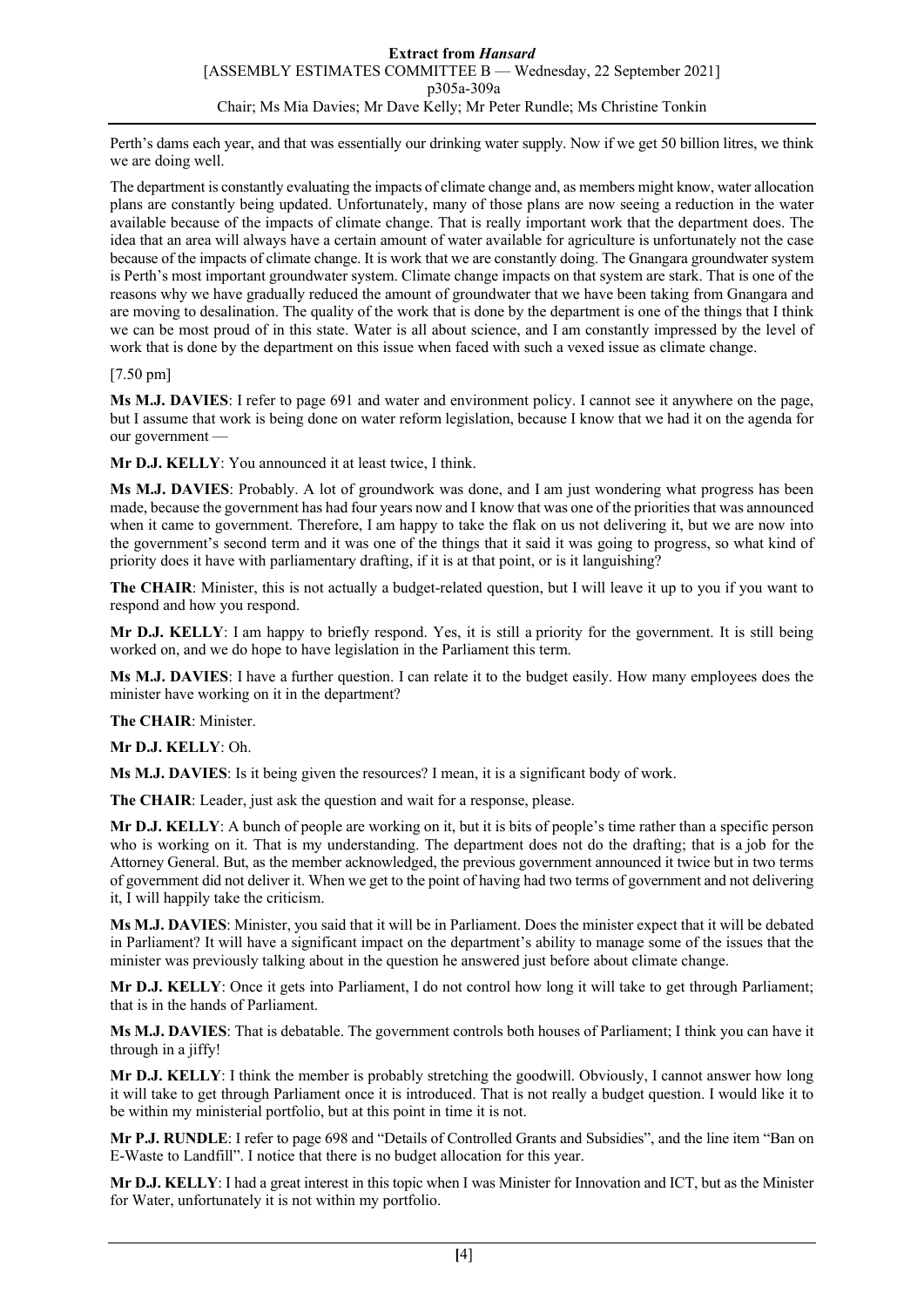Perth's dams each year, and that was essentially our drinking water supply. Now if we get 50 billion litres, we think we are doing well.

The department is constantly evaluating the impacts of climate change and, as members might know, water allocation plans are constantly being updated. Unfortunately, many of those plans are now seeing a reduction in the water available because of the impacts of climate change. That is really important work that the department does. The idea that an area will always have a certain amount of water available for agriculture is unfortunately not the case because of the impacts of climate change. It is work that we are constantly doing. The Gnangara groundwater system is Perth's most important groundwater system. Climate change impacts on that system are stark. That is one of the reasons why we have gradually reduced the amount of groundwater that we have been taking from Gnangara and are moving to desalination. The quality of the work that is done by the department is one of the things that I think we can be most proud of in this state. Water is all about science, and I am constantly impressed by the level of work that is done by the department on this issue when faced with such a vexed issue as climate change.

[7.50 pm]

**Ms M.J. DAVIES**: I refer to page 691 and water and environment policy. I cannot see it anywhere on the page, but I assume that work is being done on water reform legislation, because I know that we had it on the agenda for our government —

**Mr D.J. KELLY**: You announced it at least twice, I think.

**Ms M.J. DAVIES**: Probably. A lot of groundwork was done, and I am just wondering what progress has been made, because the government has had four years now and I know that was one of the priorities that was announced when it came to government. Therefore, I am happy to take the flak on us not delivering it, but we are now into the government's second term and it was one of the things that it said it was going to progress, so what kind of priority does it have with parliamentary drafting, if it is at that point, or is it languishing?

**The CHAIR**: Minister, this is not actually a budget-related question, but I will leave it up to you if you want to respond and how you respond.

**Mr D.J. KELLY**: I am happy to briefly respond. Yes, it is still a priority for the government. It is still being worked on, and we do hope to have legislation in the Parliament this term.

**Ms M.J. DAVIES**: I have a further question. I can relate it to the budget easily. How many employees does the minister have working on it in the department?

**The CHAIR**: Minister.

**Mr D.J. KELLY**: Oh.

**Ms M.J. DAVIES**: Is it being given the resources? I mean, it is a significant body of work.

**The CHAIR**: Leader, just ask the question and wait for a response, please.

**Mr D.J. KELLY**: A bunch of people are working on it, but it is bits of people's time rather than a specific person who is working on it. That is my understanding. The department does not do the drafting; that is a job for the Attorney General. But, as the member acknowledged, the previous government announced it twice but in two terms of government did not deliver it. When we get to the point of having had two terms of government and not delivering it, I will happily take the criticism.

**Ms M.J. DAVIES**: Minister, you said that it will be in Parliament. Does the minister expect that it will be debated in Parliament? It will have a significant impact on the department's ability to manage some of the issues that the minister was previously talking about in the question he answered just before about climate change.

**Mr D.J. KELLY**: Once it gets into Parliament, I do not control how long it will take to get through Parliament; that is in the hands of Parliament.

**Ms M.J. DAVIES**: That is debatable. The government controls both houses of Parliament; I think you can have it through in a jiffy!

**Mr D.J. KELLY**: I think the member is probably stretching the goodwill. Obviously, I cannot answer how long it will take to get through Parliament once it is introduced. That is not really a budget question. I would like it to be within my ministerial portfolio, but at this point in time it is not.

**Mr P.J. RUNDLE**: I refer to page 698 and "Details of Controlled Grants and Subsidies", and the line item "Ban on E-Waste to Landfill". I notice that there is no budget allocation for this year.

**Mr D.J. KELLY**: I had a great interest in this topic when I was Minister for Innovation and ICT, but as the Minister for Water, unfortunately it is not within my portfolio.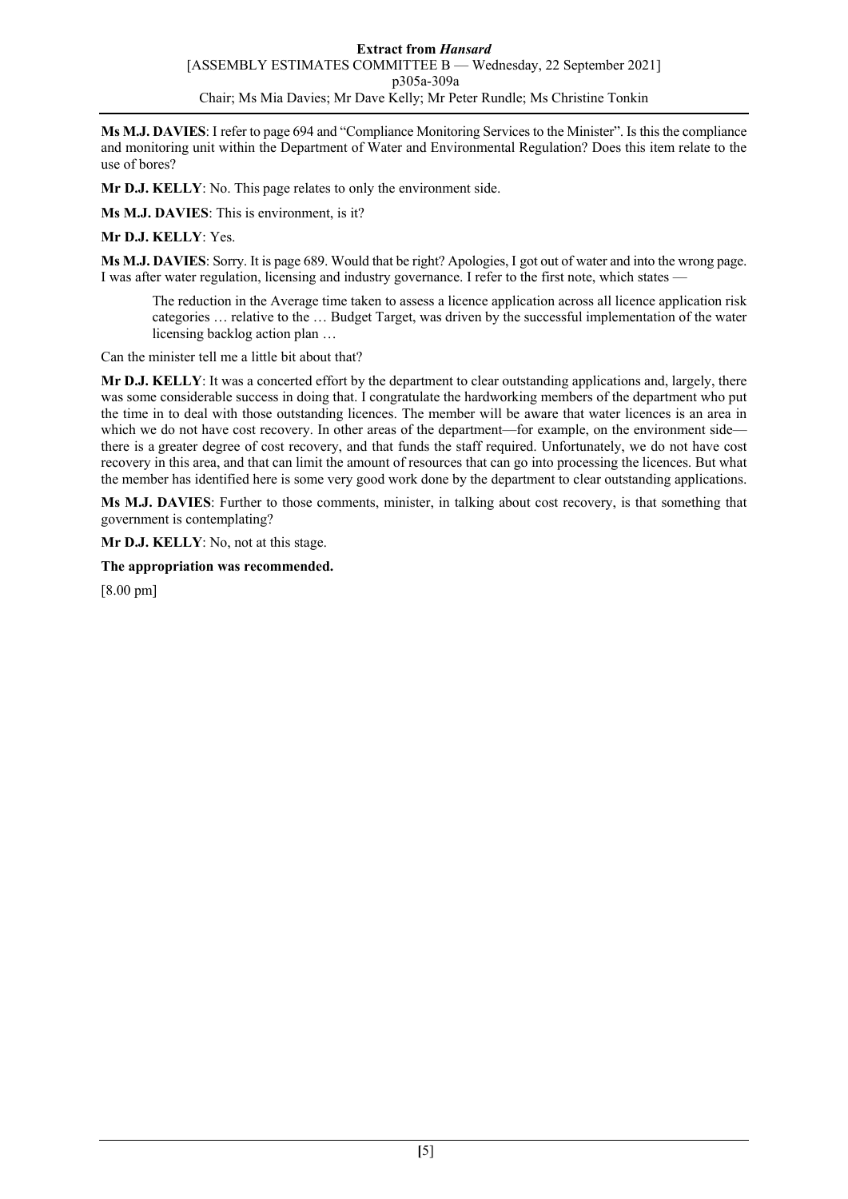**Ms M.J. DAVIES**: I refer to page 694 and "Compliance Monitoring Services to the Minister". Is this the compliance and monitoring unit within the Department of Water and Environmental Regulation? Does this item relate to the use of bores?

**Mr D.J. KELLY**: No. This page relates to only the environment side.

**Ms M.J. DAVIES**: This is environment, is it?

**Mr D.J. KELLY**: Yes.

**Ms M.J. DAVIES**: Sorry. It is page 689. Would that be right? Apologies, I got out of water and into the wrong page. I was after water regulation, licensing and industry governance. I refer to the first note, which states —

> The reduction in the Average time taken to assess a licence application across all licence application risk categories … relative to the … Budget Target, was driven by the successful implementation of the water licensing backlog action plan …

Can the minister tell me a little bit about that?

**Mr D.J. KELLY**: It was a concerted effort by the department to clear outstanding applications and, largely, there was some considerable success in doing that. I congratulate the hardworking members of the department who put the time in to deal with those outstanding licences. The member will be aware that water licences is an area in which we do not have cost recovery. In other areas of the department—for example, on the environment side—there is a greater degree of cost recovery, and that funds the staff required. Unfortunately, we do not have cost recovery in this area, and that can limit the amount of resources that can go into processing the licences. But what the member has identified here is some very good work done by the department to clear outstanding applications.

**Ms M.J. DAVIES**: Further to those comments, minister, in talking about cost recovery, is that something that government is contemplating?

**Mr D.J. KELLY**: No, not at this stage.

**The appropriation was recommended.**

[8.00 pm]